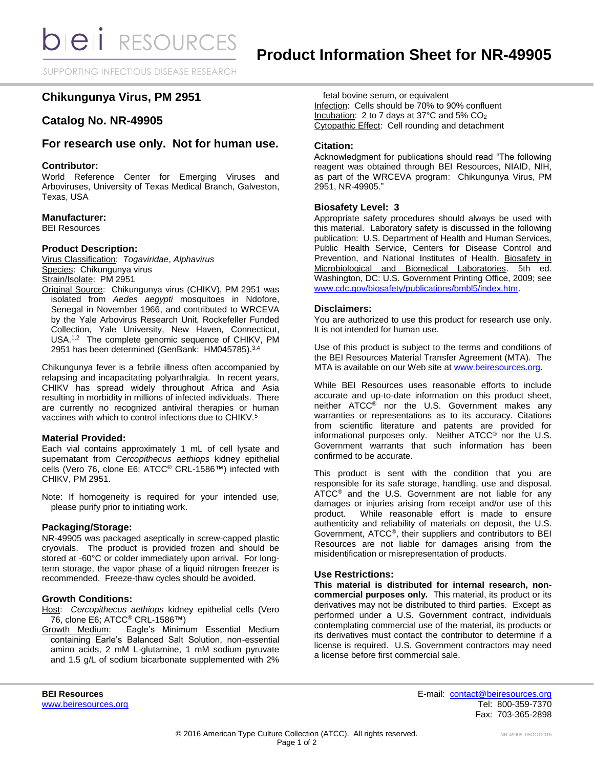# Product Information Sheet for NR-49905

## Chikungunya Virus, PM 2951

## Catalog No. NR-49905

## For research use only. Not for human use.

### Contributor:

World Reference Center for Emerging Viruses and Arboviruses, University of Texas Medical Branch, Galveston, Texas, USA

### Manufacturer:

BEI Resources

### Product Description:

Virus Classification: *Togaviridae*, *Alphavirus*
Species: Chikungunya virus
Strain/Isolate: PM 2951
Original Source: Chikungunya virus (CHIKV), PM 2951 was isolated from *Aedes aegypti* mosquitoes in Ndofore, Senegal in November 1966, and contributed to WRCEVA by the Yale Arbovirus Research Unit, Rockefeller Funded Collection, Yale University, New Haven, Connecticut, USA.[1,2] The complete genomic sequence of CHIKV, PM 2951 has been determined (GenBank: HM045785).[3,4]

Chikungunya fever is a febrile illness often accompanied by relapsing and incapacitating polyarthralgia. In recent years, CHIKV has spread widely throughout Africa and Asia resulting in morbidity in millions of infected individuals. There are currently no recognized antiviral therapies or human vaccines with which to control infections due to CHIKV.[5]

### Material Provided:

Each vial contains approximately 1 mL of cell lysate and supernatant from *Cercopithecus aethiops* kidney epithelial cells (Vero 76, clone E6; ATCC® CRL-1586™) infected with CHIKV, PM 2951.

Note: If homogeneity is required for your intended use, please purify prior to initiating work.

### Packaging/Storage:

NR-49905 was packaged aseptically in screw-capped plastic cryovials. The product is provided frozen and should be stored at -60°C or colder immediately upon arrival. For long-term storage, the vapor phase of a liquid nitrogen freezer is recommended. Freeze-thaw cycles should be avoided.

### Growth Conditions:

Host: *Cercopithecus aethiops* kidney epithelial cells (Vero 76, clone E6; ATCC® CRL-1586™)
Growth Medium: Eagle's Minimum Essential Medium containing Earle's Balanced Salt Solution, non-essential amino acids, 2 mM L-glutamine, 1 mM sodium pyruvate and 1.5 g/L of sodium bicarbonate supplemented with 2% fetal bovine serum, or equivalent
Infection: Cells should be 70% to 90% confluent
Incubation: 2 to 7 days at 37°C and 5% $CO_2$
Cytopathic Effect: Cell rounding and detachment

### Citation:

Acknowledgment for publications should read "The following reagent was obtained through BEI Resources, NIAID, NIH, as part of the WRCEVA program: Chikungunya Virus, PM 2951, NR-49905."

### Biosafety Level: 3

Appropriate safety procedures should always be used with this material. Laboratory safety is discussed in the following publication: U.S. Department of Health and Human Services, Public Health Service, Centers for Disease Control and Prevention, and National Institutes of Health. Biosafety in Microbiological and Biomedical Laboratories. 5th ed. Washington, DC: U.S. Government Printing Office, 2009; see www.cdc.gov/biosafety/publications/bmbl5/index.htm.

### Disclaimers:

You are authorized to use this product for research use only. It is not intended for human use.

Use of this product is subject to the terms and conditions of the BEI Resources Material Transfer Agreement (MTA). The MTA is available on our Web site at www.beiresources.org.

While BEI Resources uses reasonable efforts to include accurate and up-to-date information on this product sheet, neither ATCC® nor the U.S. Government makes any warranties or representations as to its accuracy. Citations from scientific literature and patents are provided for informational purposes only. Neither ATCC® nor the U.S. Government warrants that such information has been confirmed to be accurate.

This product is sent with the condition that you are responsible for its safe storage, handling, use and disposal. ATCC® and the U.S. Government are not liable for any damages or injuries arising from receipt and/or use of this product. While reasonable effort is made to ensure authenticity and reliability of materials on deposit, the U.S. Government, ATCC®, their suppliers and contributors to BEI Resources are not liable for damages arising from the misidentification or misrepresentation of products.

### Use Restrictions:

**This material is distributed for internal research, non-commercial purposes only.** This material, its product or its derivatives may not be distributed to third parties. Except as performed under a U.S. Government contract, individuals contemplating commercial use of the material, its products or its derivatives must contact the contributor to determine if a license is required. U.S. Government contractors may need a license before first commercial sale.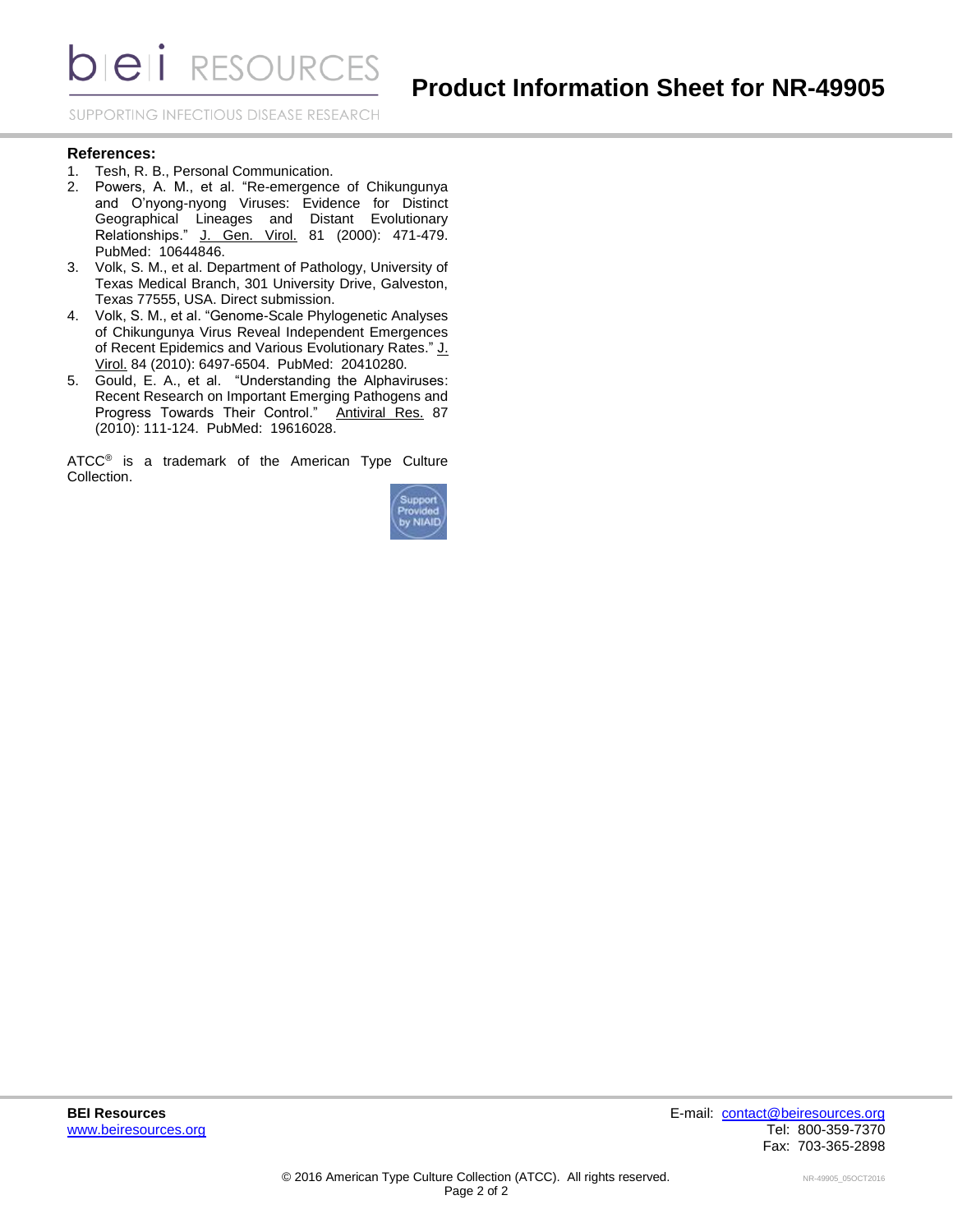**References:**

1. Tesh, R. B., Personal Communication.
2. Powers, A. M., et al. "Re-emergence of Chikungunya and O'nyong-nyong Viruses: Evidence for Distinct Geographical Lineages and Distant Evolutionary Relationships." J. Gen. Virol. 81 (2000): 471-479. PubMed: 10644846.
3. Volk, S. M., et al. Department of Pathology, University of Texas Medical Branch, 301 University Drive, Galveston, Texas 77555, USA. Direct submission.
4. Volk, S. M., et al. "Genome-Scale Phylogenetic Analyses of Chikungunya Virus Reveal Independent Emergences of Recent Epidemics and Various Evolutionary Rates." J. Virol. 84 (2010): 6497-6504. PubMed: 20410280.
5. Gould, E. A., et al. "Understanding the Alphaviruses: Recent Research on Important Emerging Pathogens and Progress Towards Their Control." Antiviral Res. 87 (2010): 111-124. PubMed: 19616028.

ATCC® is a trademark of the American Type Culture Collection.

Support Provided by NIAID

**BEI Resources**
www.beiresources.org

E-mail: contact@beiresources.org
Tel: 800-359-7370
Fax: 703-365-2898

© 2016 American Type Culture Collection (ATCC). All rights reserved.

NR-49905_05OCT2016